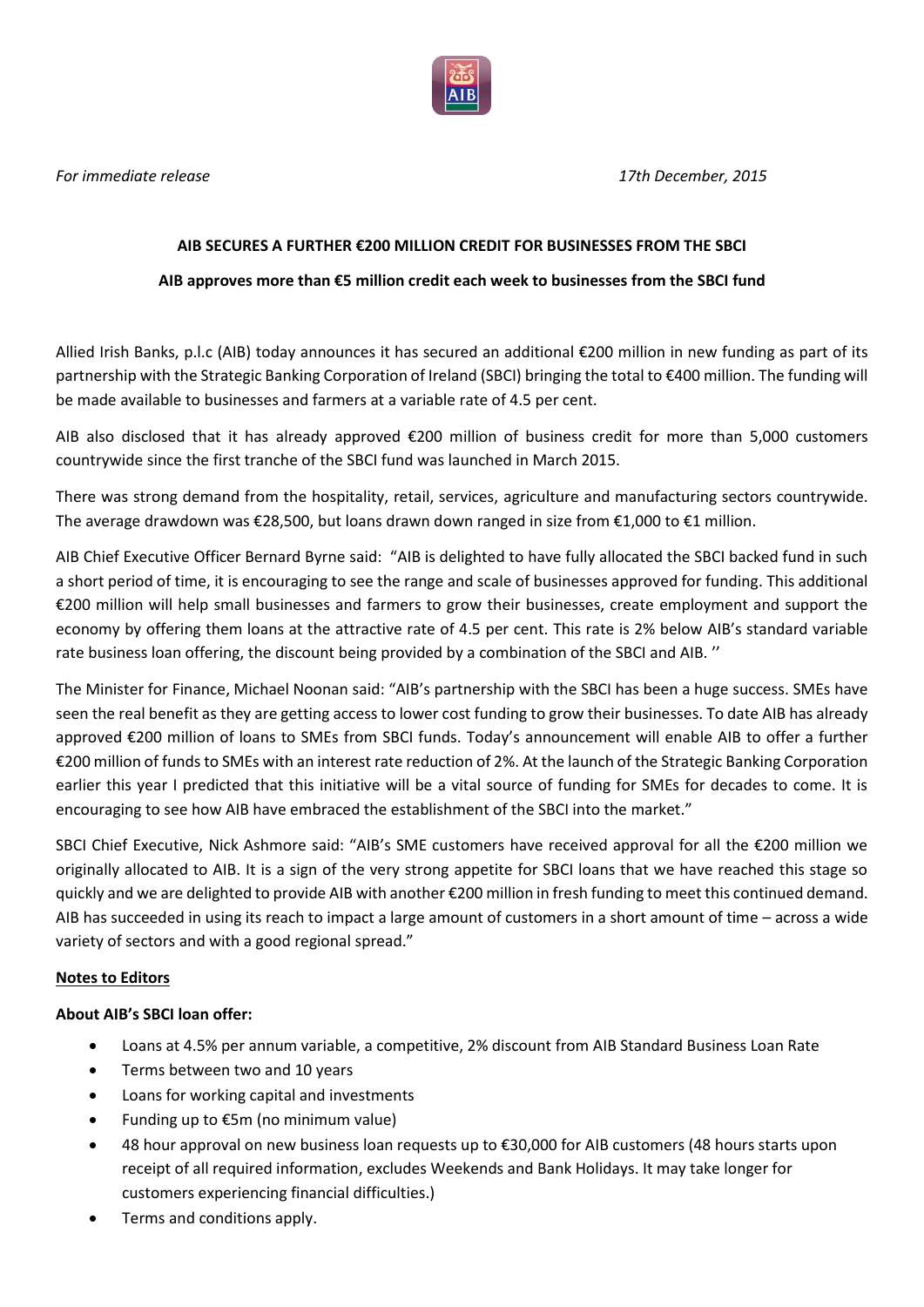*For immediate release* *17th December, 2015*

**AIB SECURES A FURTHER €200 MILLION CREDIT FOR BUSINESSES FROM THE SBCI**

**AIB approves more than €5 million credit each week to businesses from the SBCI fund**

Allied Irish Banks, p.l.c (AIB) today announces it has secured an additional €200 million in new funding as part of its partnership with the Strategic Banking Corporation of Ireland (SBCI) bringing the total to €400 million. The funding will be made available to businesses and farmers at a variable rate of 4.5 per cent.

AIB also disclosed that it has already approved €200 million of business credit for more than 5,000 customers countrywide since the first tranche of the SBCI fund was launched in March 2015.

There was strong demand from the hospitality, retail, services, agriculture and manufacturing sectors countrywide. The average drawdown was €28,500, but loans drawn down ranged in size from €1,000 to €1 million.

AIB Chief Executive Officer Bernard Byrne said: "AIB is delighted to have fully allocated the SBCI backed fund in such a short period of time, it is encouraging to see the range and scale of businesses approved for funding. This additional €200 million will help small businesses and farmers to grow their businesses, create employment and support the economy by offering them loans at the attractive rate of 4.5 per cent. This rate is 2% below AIB's standard variable rate business loan offering, the discount being provided by a combination of the SBCI and AIB. ''

The Minister for Finance, Michael Noonan said: "AIB's partnership with the SBCI has been a huge success. SMEs have seen the real benefit as they are getting access to lower cost funding to grow their businesses. To date AIB has already approved €200 million of loans to SMEs from SBCI funds. Today's announcement will enable AIB to offer a further €200 million of funds to SMEs with an interest rate reduction of 2%. At the launch of the Strategic Banking Corporation earlier this year I predicted that this initiative will be a vital source of funding for SMEs for decades to come. It is encouraging to see how AIB have embraced the establishment of the SBCI into the market."

SBCI Chief Executive, Nick Ashmore said: "AIB's SME customers have received approval for all the €200 million we originally allocated to AIB. It is a sign of the very strong appetite for SBCI loans that we have reached this stage so quickly and we are delighted to provide AIB with another €200 million in fresh funding to meet this continued demand. AIB has succeeded in using its reach to impact a large amount of customers in a short amount of time – across a wide variety of sectors and with a good regional spread."

**Notes to Editors**

**About AIB's SBCI loan offer:**

- Loans at 4.5% per annum variable, a competitive, 2% discount from AIB Standard Business Loan Rate
- Terms between two and 10 years
- Loans for working capital and investments
- Funding up to €5m (no minimum value)
- 48 hour approval on new business loan requests up to €30,000 for AIB customers (48 hours starts upon receipt of all required information, excludes Weekends and Bank Holidays. It may take longer for customers experiencing financial difficulties.)
- Terms and conditions apply.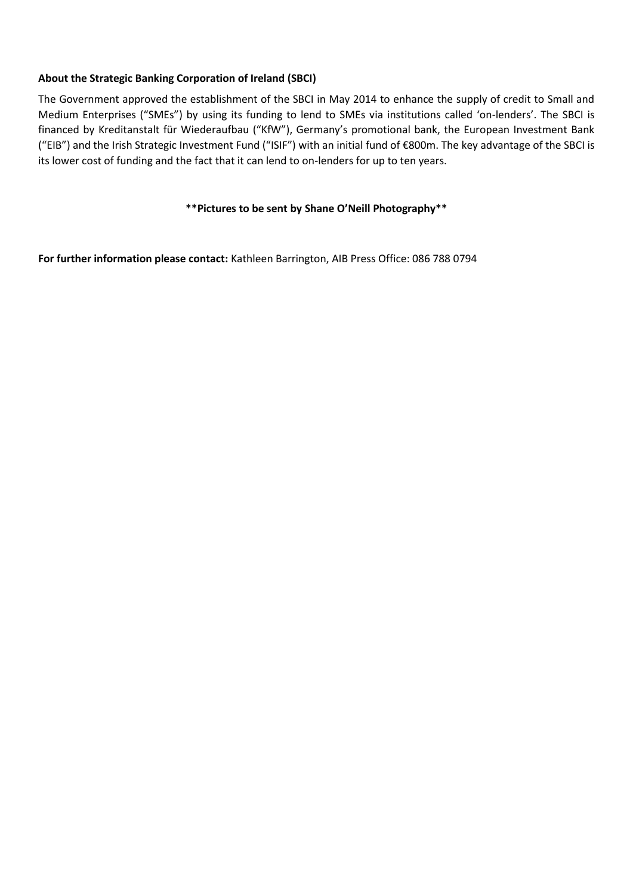**About the Strategic Banking Corporation of Ireland (SBCI)**

The Government approved the establishment of the SBCI in May 2014 to enhance the supply of credit to Small and Medium Enterprises ("SMEs") by using its funding to lend to SMEs via institutions called 'on-lenders'. The SBCI is financed by Kreditanstalt für Wiederaufbau ("KfW"), Germany's promotional bank, the European Investment Bank ("EIB") and the Irish Strategic Investment Fund ("ISIF") with an initial fund of €800m. The key advantage of the SBCI is its lower cost of funding and the fact that it can lend to on-lenders for up to ten years.

**\*\*Pictures to be sent by Shane O'Neill Photography\*\***

**For further information please contact:** Kathleen Barrington, AIB Press Office: 086 788 0794